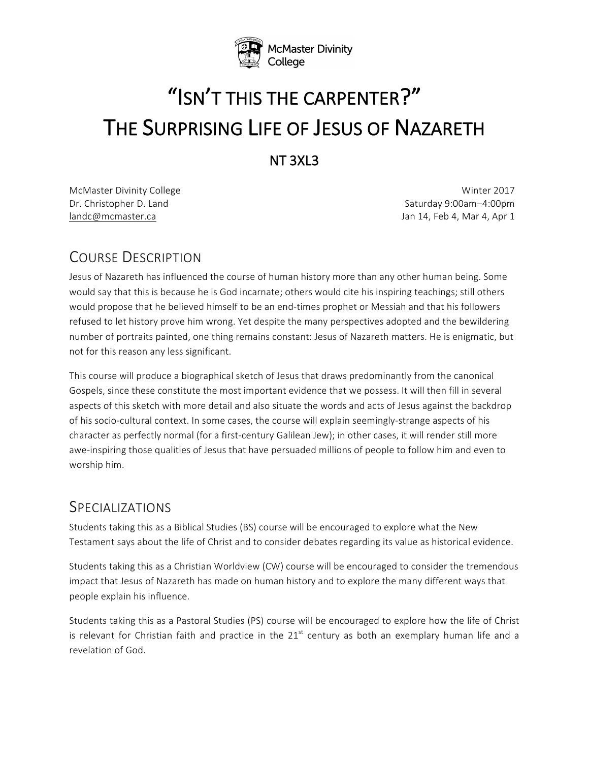McMaster Divinity College

# "Isn't this the carpenter?" The Surprising Life of Jesus of Nazareth

## NT 3XL3

McMaster Divinity College
Dr. Christopher D. Land
landc@mcmaster.ca

Winter 2017
Saturday 9:00am–4:00pm
Jan 14, Feb 4, Mar 4, Apr 1

## Course Description

Jesus of Nazareth has influenced the course of human history more than any other human being. Some would say that this is because he is God incarnate; others would cite his inspiring teachings; still others would propose that he believed himself to be an end-times prophet or Messiah and that his followers refused to let history prove him wrong. Yet despite the many perspectives adopted and the bewildering number of portraits painted, one thing remains constant: Jesus of Nazareth matters. He is enigmatic, but not for this reason any less significant.

This course will produce a biographical sketch of Jesus that draws predominantly from the canonical Gospels, since these constitute the most important evidence that we possess. It will then fill in several aspects of this sketch with more detail and also situate the words and acts of Jesus against the backdrop of his socio-cultural context. In some cases, the course will explain seemingly-strange aspects of his character as perfectly normal (for a first-century Galilean Jew); in other cases, it will render still more awe-inspiring those qualities of Jesus that have persuaded millions of people to follow him and even to worship him.

## Specializations

Students taking this as a Biblical Studies (BS) course will be encouraged to explore what the New Testament says about the life of Christ and to consider debates regarding its value as historical evidence.

Students taking this as a Christian Worldview (CW) course will be encouraged to consider the tremendous impact that Jesus of Nazareth has made on human history and to explore the many different ways that people explain his influence.

Students taking this as a Pastoral Studies (PS) course will be encouraged to explore how the life of Christ is relevant for Christian faith and practice in the 21st century as both an exemplary human life and a revelation of God.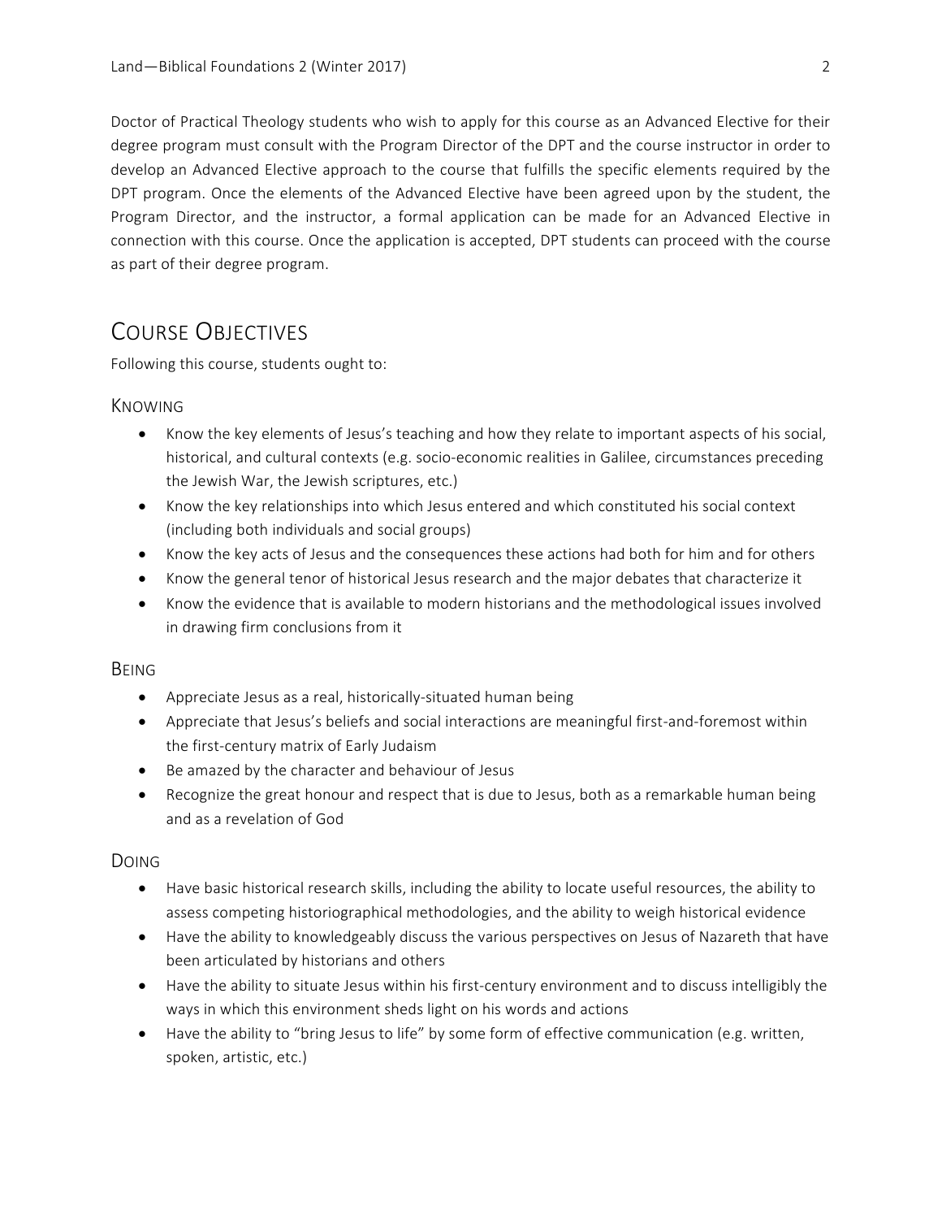Doctor of Practical Theology students who wish to apply for this course as an Advanced Elective for their degree program must consult with the Program Director of the DPT and the course instructor in order to develop an Advanced Elective approach to the course that fulfills the specific elements required by the DPT program. Once the elements of the Advanced Elective have been agreed upon by the student, the Program Director, and the instructor, a formal application can be made for an Advanced Elective in connection with this course. Once the application is accepted, DPT students can proceed with the course as part of their degree program.

## Course Objectives

Following this course, students ought to:

### Knowing

- Know the key elements of Jesus's teaching and how they relate to important aspects of his social, historical, and cultural contexts (e.g. socio-economic realities in Galilee, circumstances preceding the Jewish War, the Jewish scriptures, etc.)
- Know the key relationships into which Jesus entered and which constituted his social context (including both individuals and social groups)
- Know the key acts of Jesus and the consequences these actions had both for him and for others
- Know the general tenor of historical Jesus research and the major debates that characterize it
- Know the evidence that is available to modern historians and the methodological issues involved in drawing firm conclusions from it

### Being

- Appreciate Jesus as a real, historically-situated human being
- Appreciate that Jesus's beliefs and social interactions are meaningful first-and-foremost within the first-century matrix of Early Judaism
- Be amazed by the character and behaviour of Jesus
- Recognize the great honour and respect that is due to Jesus, both as a remarkable human being and as a revelation of God

### Doing

- Have basic historical research skills, including the ability to locate useful resources, the ability to assess competing historiographical methodologies, and the ability to weigh historical evidence
- Have the ability to knowledgeably discuss the various perspectives on Jesus of Nazareth that have been articulated by historians and others
- Have the ability to situate Jesus within his first-century environment and to discuss intelligibly the ways in which this environment sheds light on his words and actions
- Have the ability to "bring Jesus to life" by some form of effective communication (e.g. written, spoken, artistic, etc.)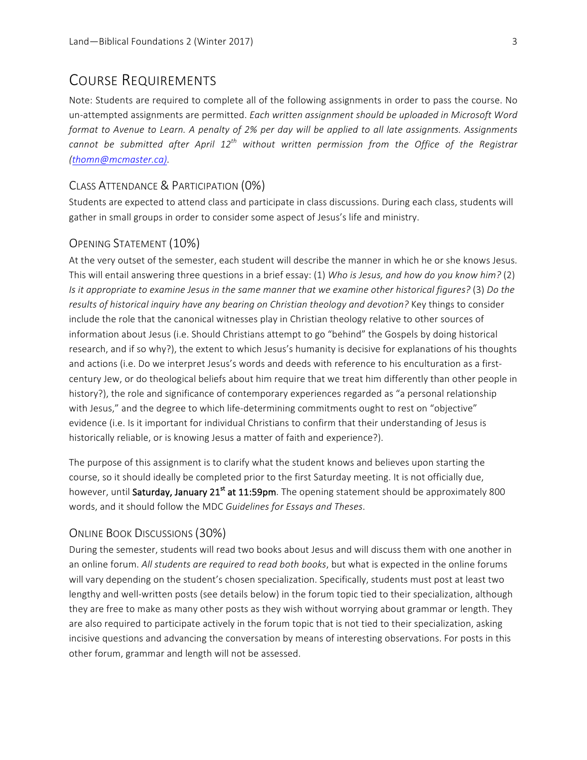## COURSE REQUIREMENTS

Note: Students are required to complete all of the following assignments in order to pass the course. No un-attempted assignments are permitted. *Each written assignment should be uploaded in Microsoft Word format to Avenue to Learn. A penalty of 2% per day will be applied to all late assignments. Assignments cannot be submitted after April 12th without written permission from the Office of the Registrar (thomn@mcmaster.ca).*

### CLASS ATTENDANCE & PARTICIPATION (0%)

Students are expected to attend class and participate in class discussions. During each class, students will gather in small groups in order to consider some aspect of Jesus's life and ministry.

### OPENING STATEMENT (10%)

At the very outset of the semester, each student will describe the manner in which he or she knows Jesus. This will entail answering three questions in a brief essay: (1) *Who is Jesus, and how do you know him?* (2) *Is it appropriate to examine Jesus in the same manner that we examine other historical figures?* (3) *Do the results of historical inquiry have any bearing on Christian theology and devotion?* Key things to consider include the role that the canonical witnesses play in Christian theology relative to other sources of information about Jesus (i.e. Should Christians attempt to go "behind" the Gospels by doing historical research, and if so why?), the extent to which Jesus's humanity is decisive for explanations of his thoughts and actions (i.e. Do we interpret Jesus's words and deeds with reference to his enculturation as a first-century Jew, or do theological beliefs about him require that we treat him differently than other people in history?), the role and significance of contemporary experiences regarded as "a personal relationship with Jesus," and the degree to which life-determining commitments ought to rest on "objective" evidence (i.e. Is it important for individual Christians to confirm that their understanding of Jesus is historically reliable, or is knowing Jesus a matter of faith and experience?).

The purpose of this assignment is to clarify what the student knows and believes upon starting the course, so it should ideally be completed prior to the first Saturday meeting. It is not officially due, however, until **Saturday, January 21st at 11:59pm**. The opening statement should be approximately 800 words, and it should follow the MDC *Guidelines for Essays and Theses*.

### ONLINE BOOK DISCUSSIONS (30%)

During the semester, students will read two books about Jesus and will discuss them with one another in an online forum. *All students are required to read both books*, but what is expected in the online forums will vary depending on the student's chosen specialization. Specifically, students must post at least two lengthy and well-written posts (see details below) in the forum topic tied to their specialization, although they are free to make as many other posts as they wish without worrying about grammar or length. They are also required to participate actively in the forum topic that is not tied to their specialization, asking incisive questions and advancing the conversation by means of interesting observations. For posts in this other forum, grammar and length will not be assessed.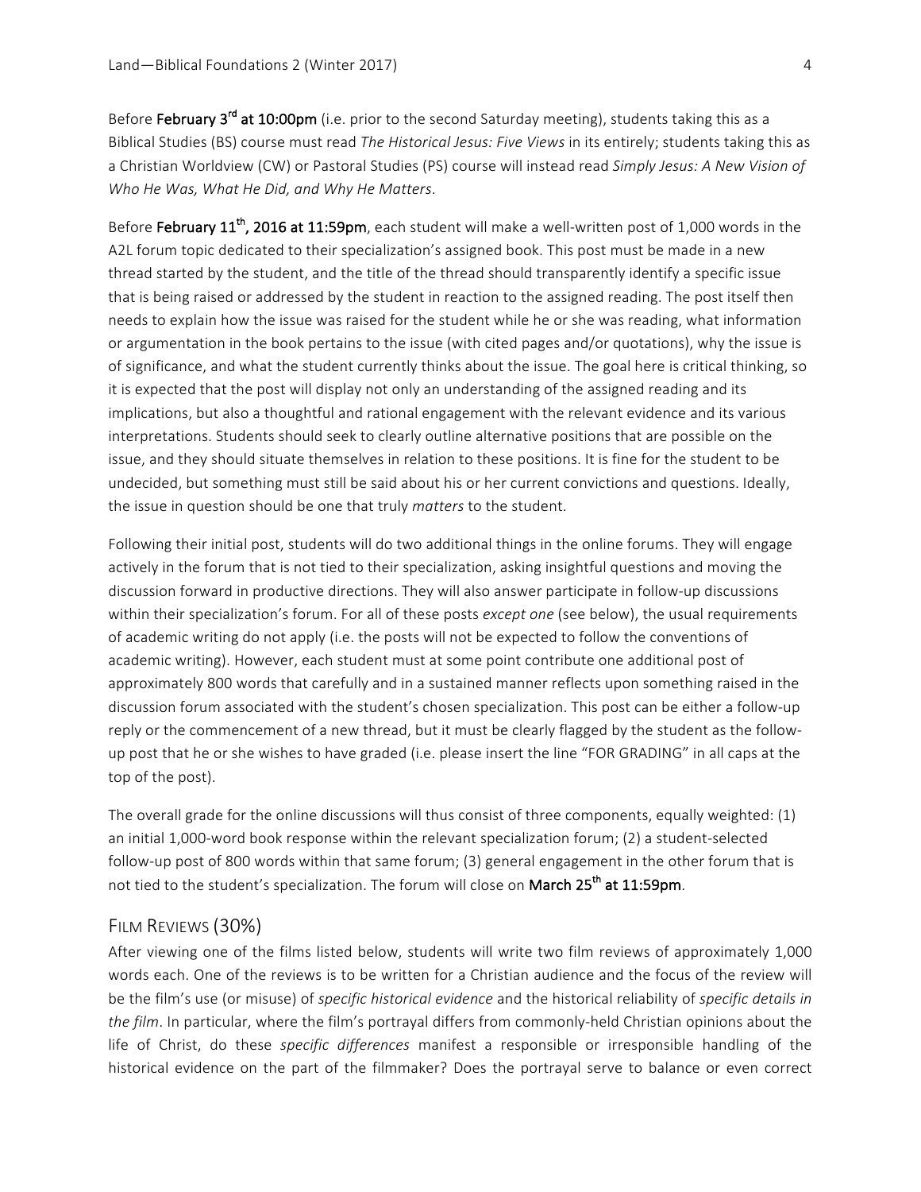Before **February 3rd at 10:00pm** (i.e. prior to the second Saturday meeting), students taking this as a Biblical Studies (BS) course must read *The Historical Jesus: Five Views* in its entirety; students taking this as a Christian Worldview (CW) or Pastoral Studies (PS) course will instead read *Simply Jesus: A New Vision of Who He Was, What He Did, and Why He Matters*.

Before **February 11th, 2016 at 11:59pm**, each student will make a well-written post of 1,000 words in the A2L forum topic dedicated to their specialization's assigned book. This post must be made in a new thread started by the student, and the title of the thread should transparently identify a specific issue that is being raised or addressed by the student in reaction to the assigned reading. The post itself then needs to explain how the issue was raised for the student while he or she was reading, what information or argumentation in the book pertains to the issue (with cited pages and/or quotations), why the issue is of significance, and what the student currently thinks about the issue. The goal here is critical thinking, so it is expected that the post will display not only an understanding of the assigned reading and its implications, but also a thoughtful and rational engagement with the relevant evidence and its various interpretations. Students should seek to clearly outline alternative positions that are possible on the issue, and they should situate themselves in relation to these positions. It is fine for the student to be undecided, but something must still be said about his or her current convictions and questions. Ideally, the issue in question should be one that truly *matters* to the student.

Following their initial post, students will do two additional things in the online forums. They will engage actively in the forum that is not tied to their specialization, asking insightful questions and moving the discussion forward in productive directions. They will also answer participate in follow-up discussions within their specialization's forum. For all of these posts *except one* (see below), the usual requirements of academic writing do not apply (i.e. the posts will not be expected to follow the conventions of academic writing). However, each student must at some point contribute one additional post of approximately 800 words that carefully and in a sustained manner reflects upon something raised in the discussion forum associated with the student's chosen specialization. This post can be either a follow-up reply or the commencement of a new thread, but it must be clearly flagged by the student as the follow-up post that he or she wishes to have graded (i.e. please insert the line "FOR GRADING" in all caps at the top of the post).

The overall grade for the online discussions will thus consist of three components, equally weighted: (1) an initial 1,000-word book response within the relevant specialization forum; (2) a student-selected follow-up post of 800 words within that same forum; (3) general engagement in the other forum that is not tied to the student's specialization. The forum will close on **March 25th at 11:59pm**.

## Film Reviews (30%)

After viewing one of the films listed below, students will write two film reviews of approximately 1,000 words each. One of the reviews is to be written for a Christian audience and the focus of the review will be the film's use (or misuse) of *specific historical evidence* and the historical reliability of *specific details in the film*. In particular, where the film's portrayal differs from commonly-held Christian opinions about the life of Christ, do these *specific differences* manifest a responsible or irresponsible handling of the historical evidence on the part of the filmmaker? Does the portrayal serve to balance or even correct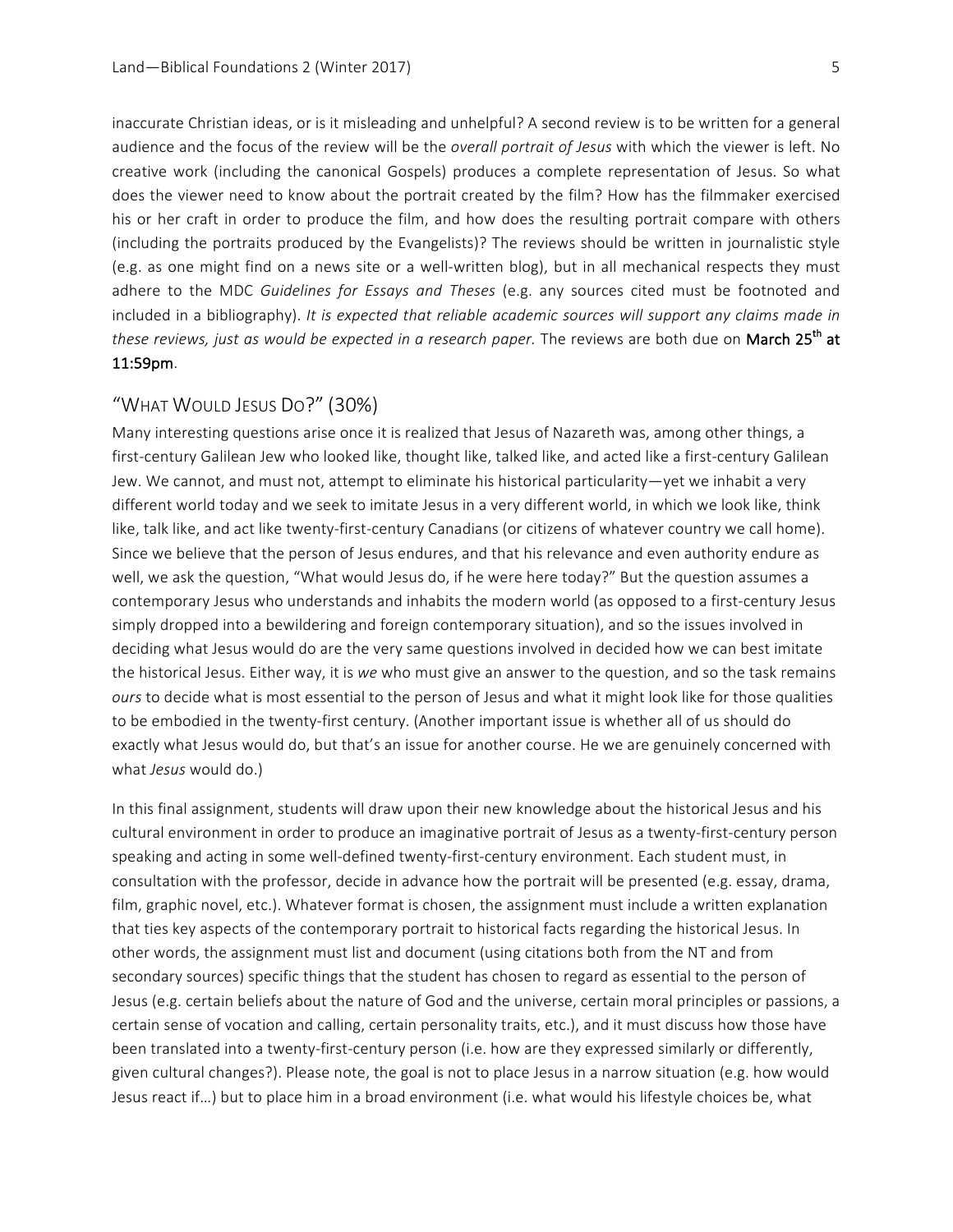inaccurate Christian ideas, or is it misleading and unhelpful? A second review is to be written for a general audience and the focus of the review will be the *overall portrait of Jesus* with which the viewer is left. No creative work (including the canonical Gospels) produces a complete representation of Jesus. So what does the viewer need to know about the portrait created by the film? How has the filmmaker exercised his or her craft in order to produce the film, and how does the resulting portrait compare with others (including the portraits produced by the Evangelists)? The reviews should be written in journalistic style (e.g. as one might find on a news site or a well-written blog), but in all mechanical respects they must adhere to the MDC *Guidelines for Essays and Theses* (e.g. any sources cited must be footnoted and included in a bibliography). *It is expected that reliable academic sources will support any claims made in these reviews, just as would be expected in a research paper.* The reviews are both due on **March 25th at 11:59pm**.

## "What Would Jesus Do?" (30%)

Many interesting questions arise once it is realized that Jesus of Nazareth was, among other things, a first-century Galilean Jew who looked like, thought like, talked like, and acted like a first-century Galilean Jew. We cannot, and must not, attempt to eliminate his historical particularity—yet we inhabit a very different world today and we seek to imitate Jesus in a very different world, in which we look like, think like, talk like, and act like twenty-first-century Canadians (or citizens of whatever country we call home). Since we believe that the person of Jesus endures, and that his relevance and even authority endure as well, we ask the question, "What would Jesus do, if he were here today?" But the question assumes a contemporary Jesus who understands and inhabits the modern world (as opposed to a first-century Jesus simply dropped into a bewildering and foreign contemporary situation), and so the issues involved in deciding what Jesus would do are the very same questions involved in decided how we can best imitate the historical Jesus. Either way, it is *we* who must give an answer to the question, and so the task remains *ours* to decide what is most essential to the person of Jesus and what it might look like for those qualities to be embodied in the twenty-first century. (Another important issue is whether all of us should do exactly what Jesus would do, but that's an issue for another course. He we are genuinely concerned with what *Jesus* would do.)

In this final assignment, students will draw upon their new knowledge about the historical Jesus and his cultural environment in order to produce an imaginative portrait of Jesus as a twenty-first-century person speaking and acting in some well-defined twenty-first-century environment. Each student must, in consultation with the professor, decide in advance how the portrait will be presented (e.g. essay, drama, film, graphic novel, etc.). Whatever format is chosen, the assignment must include a written explanation that ties key aspects of the contemporary portrait to historical facts regarding the historical Jesus. In other words, the assignment must list and document (using citations both from the NT and from secondary sources) specific things that the student has chosen to regard as essential to the person of Jesus (e.g. certain beliefs about the nature of God and the universe, certain moral principles or passions, a certain sense of vocation and calling, certain personality traits, etc.), and it must discuss how those have been translated into a twenty-first-century person (i.e. how are they expressed similarly or differently, given cultural changes?). Please note, the goal is not to place Jesus in a narrow situation (e.g. how would Jesus react if…) but to place him in a broad environment (i.e. what would his lifestyle choices be, what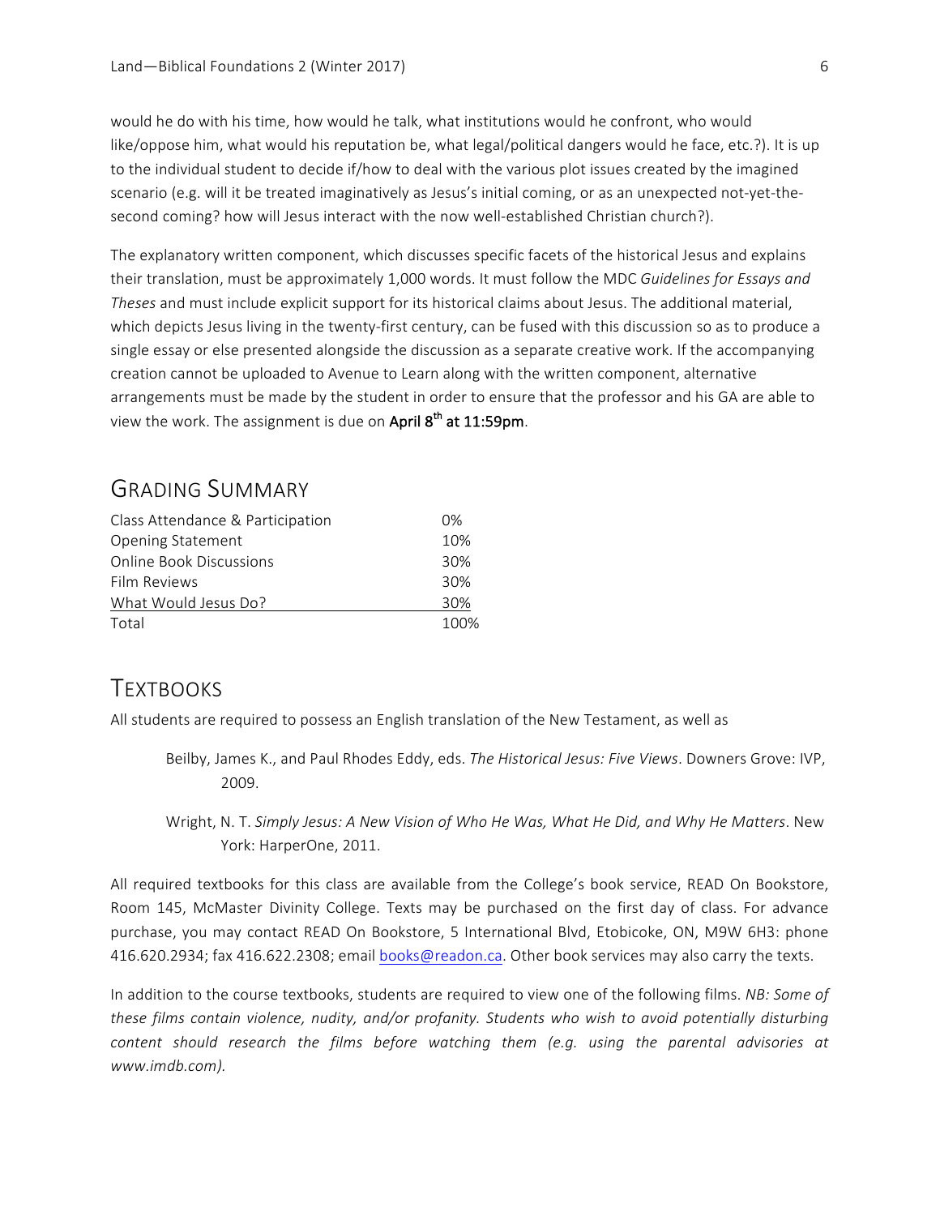would he do with his time, how would he talk, what institutions would he confront, who would like/oppose him, what would his reputation be, what legal/political dangers would he face, etc.?). It is up to the individual student to decide if/how to deal with the various plot issues created by the imagined scenario (e.g. will it be treated imaginatively as Jesus's initial coming, or as an unexpected not-yet-the-second coming? how will Jesus interact with the now well-established Christian church?).

The explanatory written component, which discusses specific facets of the historical Jesus and explains their translation, must be approximately 1,000 words. It must follow the MDC *Guidelines for Essays and Theses* and must include explicit support for its historical claims about Jesus. The additional material, which depicts Jesus living in the twenty-first century, can be fused with this discussion so as to produce a single essay or else presented alongside the discussion as a separate creative work. If the accompanying creation cannot be uploaded to Avenue to Learn along with the written component, alternative arrangements must be made by the student in order to ensure that the professor and his GA are able to view the work. The assignment is due on **April 8th at 11:59pm**.

## Grading Summary

| | |
|---|---|
| Class Attendance & Participation | 0% |
| Opening Statement | 10% |
| Online Book Discussions | 30% |
| Film Reviews | 30% |
| What Would Jesus Do? | 30% |
| Total | 100% |

## Textbooks

All students are required to possess an English translation of the New Testament, as well as

> Beilby, James K., and Paul Rhodes Eddy, eds. *The Historical Jesus: Five Views*. Downers Grove: IVP, 2009.
>
> Wright, N. T. *Simply Jesus: A New Vision of Who He Was, What He Did, and Why He Matters*. New York: HarperOne, 2011.

All required textbooks for this class are available from the College's book service, READ On Bookstore, Room 145, McMaster Divinity College. Texts may be purchased on the first day of class. For advance purchase, you may contact READ On Bookstore, 5 International Blvd, Etobicoke, ON, M9W 6H3: phone 416.620.2934; fax 416.622.2308; email books@readon.ca. Other book services may also carry the texts.

In addition to the course textbooks, students are required to view one of the following films. *NB: Some of these films contain violence, nudity, and/or profanity. Students who wish to avoid potentially disturbing content should research the films before watching them (e.g. using the parental advisories at www.imdb.com).*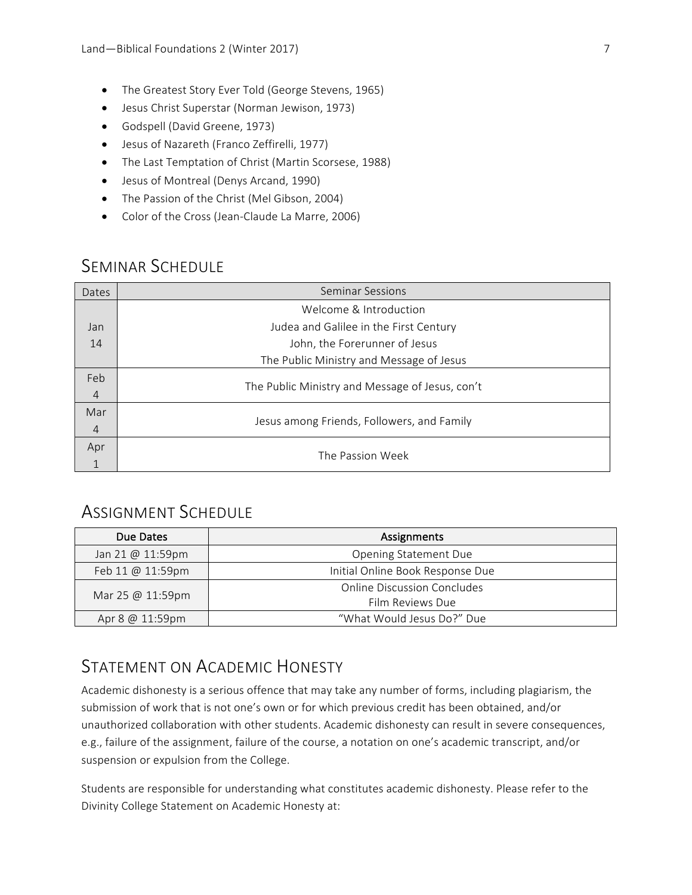- The Greatest Story Ever Told (George Stevens, 1965)
- Jesus Christ Superstar (Norman Jewison, 1973)
- Godspell (David Greene, 1973)
- Jesus of Nazareth (Franco Zeffirelli, 1977)
- The Last Temptation of Christ (Martin Scorsese, 1988)
- Jesus of Montreal (Denys Arcand, 1990)
- The Passion of the Christ (Mel Gibson, 2004)
- Color of the Cross (Jean-Claude La Marre, 2006)

## Seminar Schedule

| Dates | Seminar Sessions |
|---|---|
| Jan 14 | Welcome & Introduction<br>Judea and Galilee in the First Century<br>John, the Forerunner of Jesus<br>The Public Ministry and Message of Jesus |
| Feb 4 | The Public Ministry and Message of Jesus, con't |
| Mar 4 | Jesus among Friends, Followers, and Family |
| Apr 1 | The Passion Week |

## Assignment Schedule

| Due Dates | Assignments |
|---|---|
| Jan 21 @ 11:59pm | Opening Statement Due |
| Feb 11 @ 11:59pm | Initial Online Book Response Due |
| Mar 25 @ 11:59pm | Online Discussion Concludes<br>Film Reviews Due |
| Apr 8 @ 11:59pm | "What Would Jesus Do?" Due |

## Statement on Academic Honesty

Academic dishonesty is a serious offence that may take any number of forms, including plagiarism, the submission of work that is not one's own or for which previous credit has been obtained, and/or unauthorized collaboration with other students. Academic dishonesty can result in severe consequences, e.g., failure of the assignment, failure of the course, a notation on one's academic transcript, and/or suspension or expulsion from the College.

Students are responsible for understanding what constitutes academic dishonesty. Please refer to the Divinity College Statement on Academic Honesty at: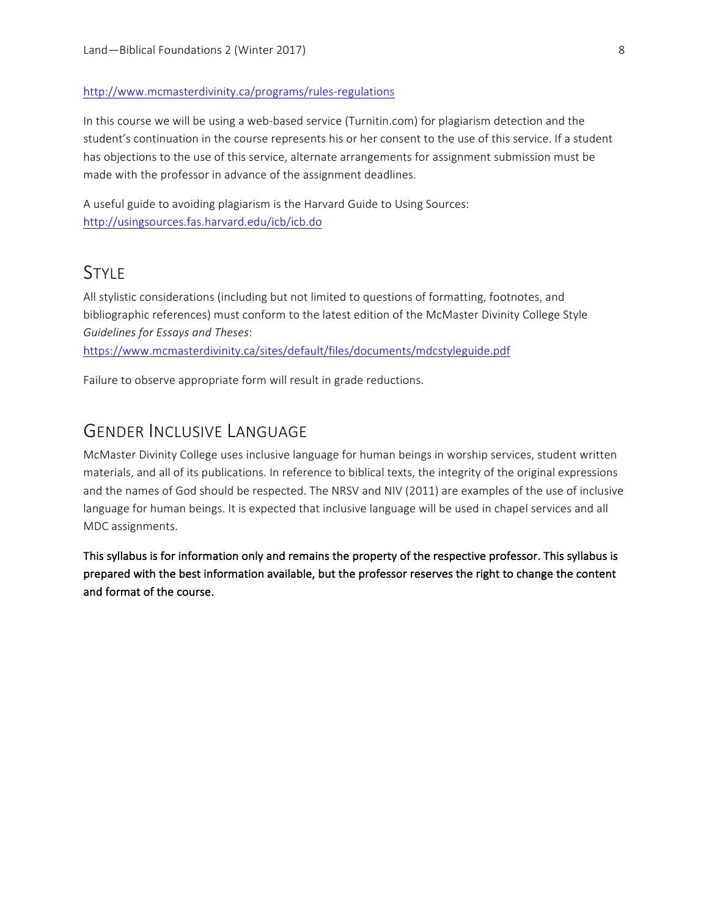http://www.mcmasterdivinity.ca/programs/rules-regulations

In this course we will be using a web-based service (Turnitin.com) for plagiarism detection and the student's continuation in the course represents his or her consent to the use of this service. If a student has objections to the use of this service, alternate arrangements for assignment submission must be made with the professor in advance of the assignment deadlines.

A useful guide to avoiding plagiarism is the Harvard Guide to Using Sources: http://usingsources.fas.harvard.edu/icb/icb.do

## Style

All stylistic considerations (including but not limited to questions of formatting, footnotes, and bibliographic references) must conform to the latest edition of the McMaster Divinity College Style *Guidelines for Essays and Theses*:
https://www.mcmasterdivinity.ca/sites/default/files/documents/mdcstyleguide.pdf

Failure to observe appropriate form will result in grade reductions.

## Gender Inclusive Language

McMaster Divinity College uses inclusive language for human beings in worship services, student written materials, and all of its publications. In reference to biblical texts, the integrity of the original expressions and the names of God should be respected. The NRSV and NIV (2011) are examples of the use of inclusive language for human beings. It is expected that inclusive language will be used in chapel services and all MDC assignments.

**This syllabus is for information only and remains the property of the respective professor. This syllabus is prepared with the best information available, but the professor reserves the right to change the content and format of the course.**